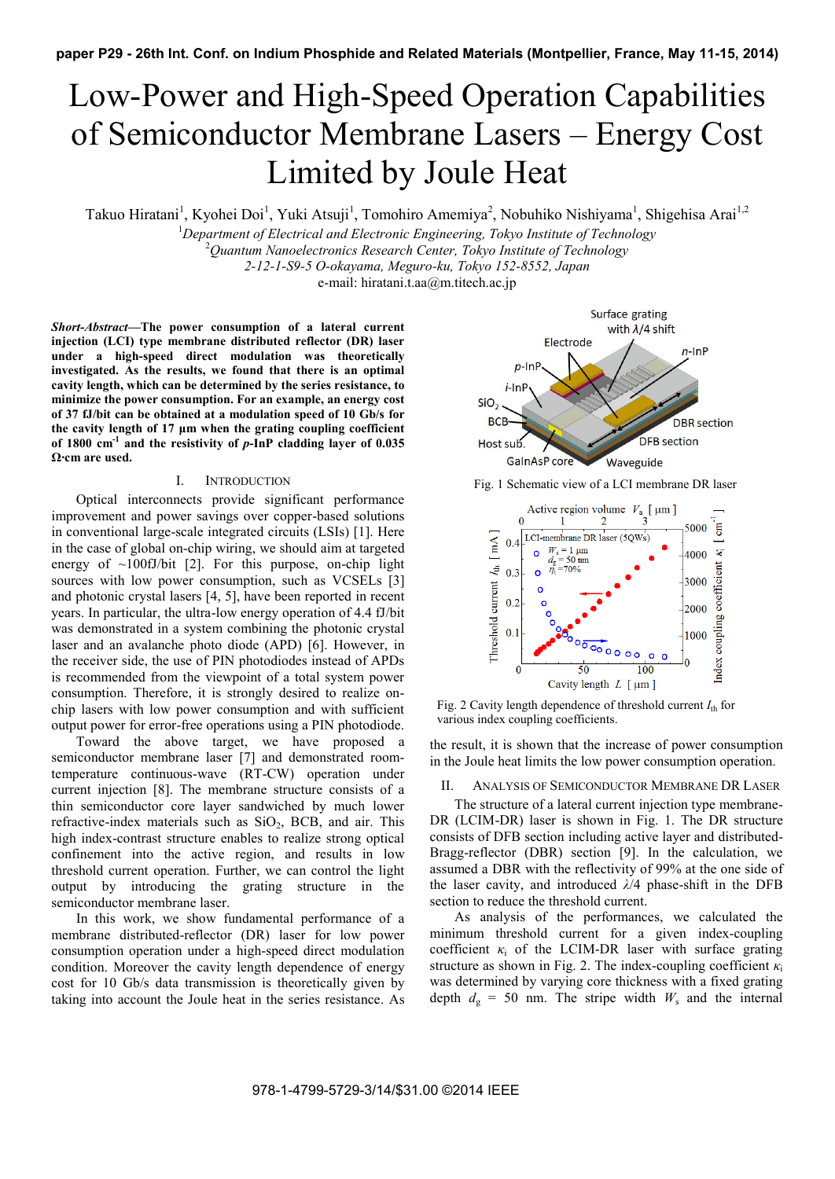# Low-Power and High-Speed Operation Capabilities of Semiconductor Membrane Lasers – Energy Cost Limited by Joule Heat

Takuo Hiratani[1], Kyohei Doi[1], Yuki Atsuji[1], Tomohiro Amemiya[2], Nobuhiko Nishiyama[1], Shigehisa Arai[1,2]

[1]*Department of Electrical and Electronic Engineering, Tokyo Institute of Technology*
[2]*Quantum Nanoelectronics Research Center, Tokyo Institute of Technology*
*2-12-1-S9-5 O-okayama, Meguro-ku, Tokyo 152-8552, Japan*
e-mail: hiratani.t.aa@m.titech.ac.jp

***Short-Abstract*—The power consumption of a lateral current injection (LCI) type membrane distributed reflector (DR) laser under a high-speed direct modulation was theoretically investigated. As the results, we found that there is an optimal cavity length, which can be determined by the series resistance, to minimize the power consumption. For an example, an energy cost of 37 fJ/bit can be obtained at a modulation speed of 10 Gb/s for the cavity length of 17 µm when the grating coupling coefficient of 1800 cm$^{-1}$ and the resistivity of *p*-InP cladding layer of 0.035 Ω·cm are used.**

## I. Introduction

Optical interconnects provide significant performance improvement and power savings over copper-based solutions in conventional large-scale integrated circuits (LSIs) [1]. Here in the case of global on-chip wiring, we should aim at targeted energy of ~100fJ/bit [2]. For this purpose, on-chip light sources with low power consumption, such as VCSELs [3] and photonic crystal lasers [4, 5], have been reported in recent years. In particular, the ultra-low energy operation of 4.4 fJ/bit was demonstrated in a system combining the photonic crystal laser and an avalanche photo diode (APD) [6]. However, in the receiver side, the use of PIN photodiodes instead of APDs is recommended from the viewpoint of a total system power consumption. Therefore, it is strongly desired to realize on-chip lasers with low power consumption and with sufficient output power for error-free operations using a PIN photodiode.

Toward the above target, we have proposed a semiconductor membrane laser [7] and demonstrated room-temperature continuous-wave (RT-CW) operation under current injection [8]. The membrane structure consists of a thin semiconductor core layer sandwiched by much lower refractive-index materials such as $SiO_2$, BCB, and air. This high index-contrast structure enables to realize strong optical confinement into the active region, and results in low threshold current operation. Further, we can control the light output by introducing the grating structure in the semiconductor membrane laser.

In this work, we show fundamental performance of a membrane distributed-reflector (DR) laser for low power consumption operation under a high-speed direct modulation condition. Moreover the cavity length dependence of energy cost for 10 Gb/s data transmission is theoretically given by taking into account the Joule heat in the series resistance. As the result, it is shown that the increase of power consumption in the Joule heat limits the low power consumption operation.

Fig. 1 Schematic view of a LCI membrane DR laser

Fig. 2 Cavity length dependence of threshold current $I_{th}$ for various index coupling coefficients.

## II. Analysis of Semiconductor Membrane DR Laser

The structure of a lateral current injection type membrane-DR (LCIM-DR) laser is shown in Fig. 1. The DR structure consists of DFB section including active layer and distributed-Bragg-reflector (DBR) section [9]. In the calculation, we assumed a DBR with the reflectivity of 99% at the one side of the laser cavity, and introduced $\lambda/4$ phase-shift in the DFB section to reduce the threshold current.

As analysis of the performances, we calculated the minimum threshold current for a given index-coupling coefficient $\kappa_i$ of the LCIM-DR laser with surface grating structure as shown in Fig. 2. The index-coupling coefficient $\kappa_i$ was determined by varying core thickness with a fixed grating depth $d_g$ = 50 nm. The stripe width $W_s$ and the internal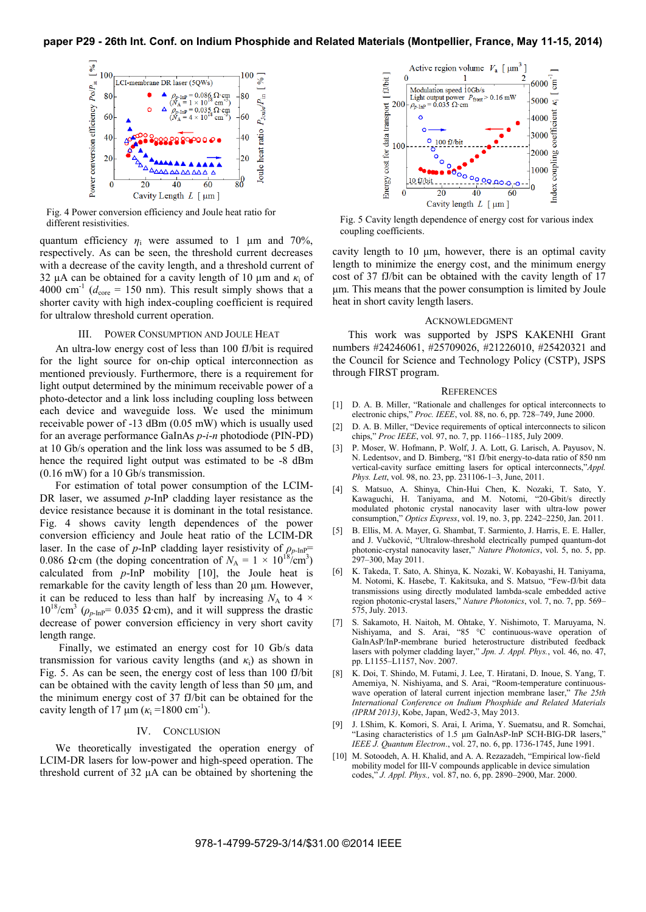LCI-membrane DR laser (5QWs)

Power conversion efficiency $P_o/P_{in}$ [%]

Joule heat ratio $P_{Joule}/P_{in}$ [%]

$\rho_{p\text{-InP}} = 0.086\ \Omega\cdot$cm ($N_A = 1 \times 10^{18}$ cm$^{-3}$)

$\rho_{p\text{-InP}} = 0.035\ \Omega\cdot$cm ($N_A = 4 \times 10^{18}$ cm$^{-3}$)

Cavity Length $L$ [ μm ]

100, 80, 60, 40, 20, 0

0, 20, 40, 60, 80

Fig. 4 Power conversion efficiency and Joule heat ratio for different resistivities.

Active region volume $V_a$ [ μm$^3$ ]

0, 1, 2

Modulation speed 10Gb/s

Light output power $P_{front}$ > 0.16 mW

$\rho_{p\text{-InP}} = 0.035\ \Omega\cdot$cm

100 fJ/bit

10 fJ/bit

Energy cost for data transport [ fJ/bit ]

200, 100

Index coupling coefficient $\kappa_i$ [ cm$^{-1}$ ]

6000, 5000, 4000, 3000, 2000, 1000, 0

Cavity length $L$ [ μm ]

0, 20, 40, 60

Fig. 5 Cavity length dependence of energy cost for various index coupling coefficients.

quantum efficiency $\eta_i$ were assumed to 1 μm and 70%, respectively. As can be seen, the threshold current decreases with a decrease of the cavity length, and a threshold current of 32 μA can be obtained for a cavity length of 10 μm and $\kappa_i$ of 4000 cm$^{-1}$ ($d_{core}$ = 150 nm). This result simply shows that a shorter cavity with high index-coupling coefficient is required for ultralow threshold current operation.

## III. Power Consumption and Joule Heat

An ultra-low energy cost of less than 100 fJ/bit is required for the light source for on-chip optical interconnection as mentioned previously. Furthermore, there is a requirement for light output determined by the minimum receivable power of a photo-detector and a link loss including coupling loss between each device and waveguide loss. We used the minimum receivable power of -13 dBm (0.05 mW) which is usually used for an average performance GaInAs *p-i-n* photodiode (PIN-PD) at 10 Gb/s operation and the link loss was assumed to be 5 dB, hence the required light output was estimated to be -8 dBm (0.16 mW) for a 10 Gb/s transmission.

For estimation of total power consumption of the LCIM-DR laser, we assumed *p*-InP cladding layer resistance as the device resistance because it is dominant in the total resistance. Fig. 4 shows cavity length dependences of the power conversion efficiency and Joule heat ratio of the LCIM-DR laser. In the case of *p*-InP cladding layer resistivity of $\rho_{p\text{-InP}}$= 0.086 Ω·cm (the doping concentration of $N_A = 1 \times 10^{18}$/cm$^3$) calculated from *p*-InP mobility [10], the Joule heat is remarkable for the cavity length of less than 20 μm. However, it can be reduced to less than half by increasing $N_A$ to $4 \times 10^{18}$/cm$^3$ ($\rho_{p\text{-InP}}$= 0.035 Ω·cm), and it will suppress the drastic decrease of power conversion efficiency in very short cavity length range.

Finally, we estimated an energy cost for 10 Gb/s data transmission for various cavity lengths (and $\kappa_i$) as shown in Fig. 5. As can be seen, the energy cost of less than 100 fJ/bit can be obtained with the cavity length of less than 50 μm, and the minimum energy cost of 37 fJ/bit can be obtained for the cavity length of 17 μm ($\kappa_i$ =1800 cm$^{-1}$).

## IV. Conclusion

We theoretically investigated the operation energy of LCIM-DR lasers for low-power and high-speed operation. The threshold current of 32 μA can be obtained by shortening the cavity length to 10 μm, however, there is an optimal cavity length to minimize the energy cost, and the minimum energy cost of 37 fJ/bit can be obtained with the cavity length of 17 μm. This means that the power consumption is limited by Joule heat in short cavity length lasers.

## Acknowledgment

This work was supported by JSPS KAKENHI Grant numbers #24246061, #25709026, #21226010, #25420321 and the Council for Science and Technology Policy (CSTP), JSPS through FIRST program.

## References

[1] D. A. B. Miller, "Rationale and challenges for optical interconnects to electronic chips," *Proc. IEEE*, vol. 88, no. 6, pp. 728–749, June 2000.

[2] D. A. B. Miller, "Device requirements of optical interconnects to silicon chips," *Proc IEEE*, vol. 97, no. 7, pp. 1166–1185, July 2009.

[3] P. Moser, W. Hofmann, P. Wolf, J. A. Lott, G. Larisch, A. Payusov, N. N. Ledentsov, and D. Bimberg, "81 fJ/bit energy-to-data ratio of 850 nm vertical-cavity surface emitting lasers for optical interconnects,"*Appl. Phys. Lett*, vol. 98, no. 23, pp. 231106-1–3, June, 2011.

[4] S. Matsuo, A. Shinya, Chin-Hui Chen, K. Nozaki, T. Sato, Y. Kawaguchi, H. Taniyama, and M. Notomi, "20-Gbit/s directly modulated photonic crystal nanocavity laser with ultra-low power consumption," *Optics Express*, vol. 19, no. 3, pp. 2242–2250, Jan. 2011.

[5] B. Ellis, M. A. Mayer, G. Shambat, T. Sarmiento, J. Harris, E. E. Haller, and J. Vučković, "Ultralow-threshold electrically pumped quantum-dot photonic-crystal nanocavity laser," *Nature Photonics*, vol. 5, no. 5, pp. 297–300, May 2011.

[6] K. Takeda, T. Sato, A. Shinya, K. Nozaki, W. Kobayashi, H. Taniyama, M. Notomi, K. Hasebe, T. Kakitsuka, and S. Matsuo, "Few-fJ/bit data transmissions using directly modulated lambda-scale embedded active region photonic-crystal lasers," *Nature Photonics*, vol. 7, no. 7, pp. 569–575, July. 2013.

[7] S. Sakamoto, H. Naitoh, M. Ohtake, Y. Nishimoto, T. Maruyama, N. Nishiyama, and S. Arai, "85 °C continuous-wave operation of GaInAsP/InP-membrane buried heterostructure distributed feedback lasers with polymer cladding layer," *Jpn. J. Appl. Phys.*, vol. 46, no. 47, pp. L1155–L1157, Nov. 2007.

[8] K. Doi, T. Shindo, M. Futami, J. Lee, T. Hiratani, D. Inoue, S. Yang, T. Amemiya, N. Nishiyama, and S. Arai, "Room-temperature continuous-wave operation of lateral current injection membrane laser," *The 25th International Conference on Indium Phosphide and Related Materials (IPRM 2013)*, Kobe, Japan, Wed2-3, May 2013.

[9] J. I.Shim, K. Komori, S. Arai, I. Arima, Y. Suematsu, and R. Somchai, "Lasing characteristics of 1.5 μm GaInAsP-InP SCH-BIG-DR lasers," *IEEE J. Quantum Electron.*, vol. 27, no. 6, pp. 1736-1745, June 1991.

[10] M. Sotoodeh, A. H. Khalid, and A. A. Rezazadeh, "Empirical low-field mobility model for III-V compounds applicable in device simulation codes," *J. Appl. Phys.*, vol. 87, no. 6, pp. 2890–2900, Mar. 2000.